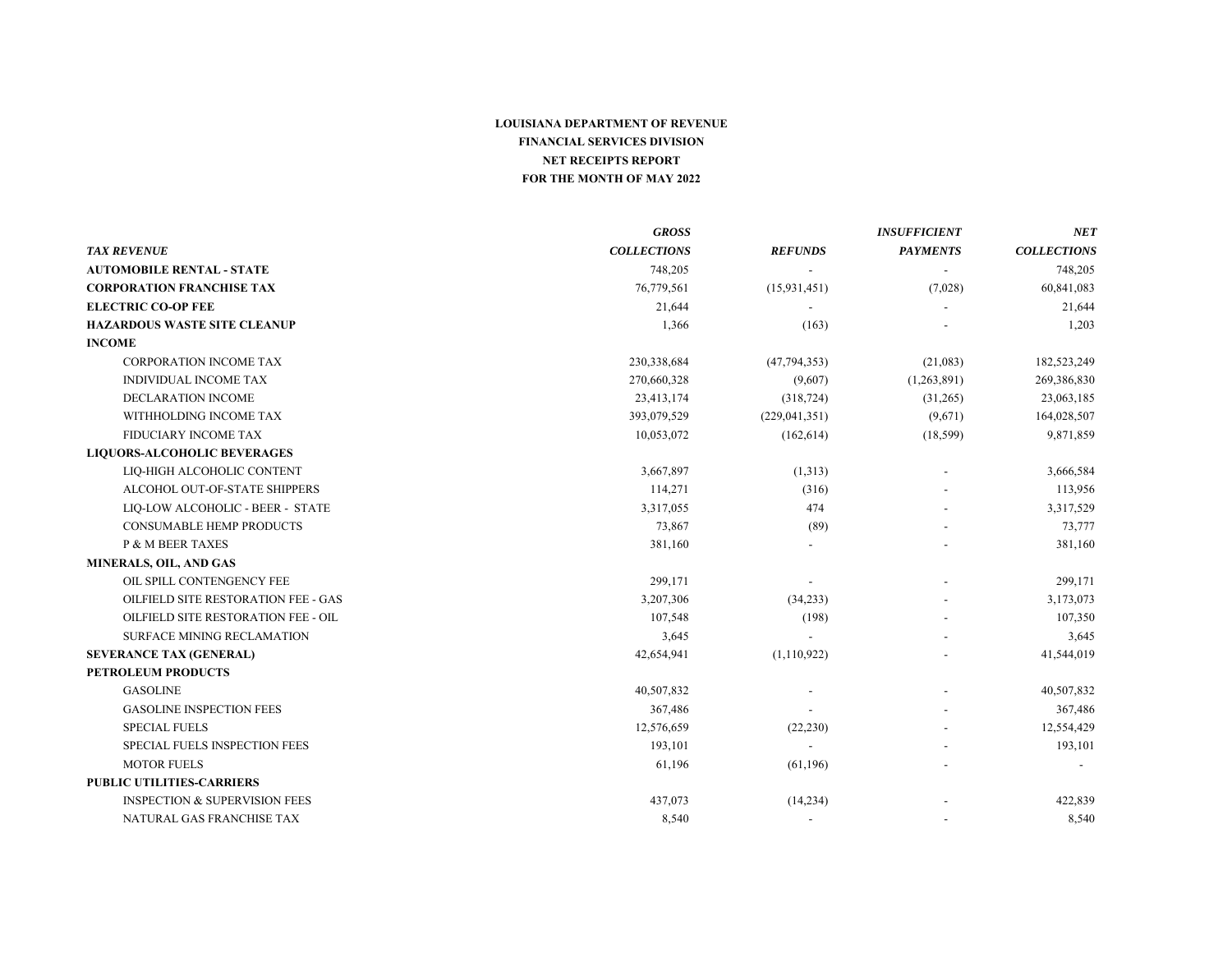**LOUISIANA DEPARTMENT OF REVENUE**

**FINANCIAL SERVICES DIVISION**

**NET RECEIPTS REPORT**

**FOR THE MONTH OF MAY 2022**

| *TAX REVENUE* | *GROSS COLLECTIONS* | *REFUNDS* | *INSUFFICIENT PAYMENTS* | *NET COLLECTIONS* |
|---|---|---|---|---|
| **AUTOMOBILE RENTAL - STATE** | 748,205 | - | - | 748,205 |
| **CORPORATION FRANCHISE TAX** | 76,779,561 | (15,931,451) | (7,028) | 60,841,083 |
| **ELECTRIC CO-OP FEE** | 21,644 | - | - | 21,644 |
| **HAZARDOUS WASTE SITE CLEANUP** | 1,366 | (163) | - | 1,203 |
| **INCOME** | | | | |
| CORPORATION INCOME TAX | 230,338,684 | (47,794,353) | (21,083) | 182,523,249 |
| INDIVIDUAL INCOME TAX | 270,660,328 | (9,607) | (1,263,891) | 269,386,830 |
| DECLARATION INCOME | 23,413,174 | (318,724) | (31,265) | 23,063,185 |
| WITHHOLDING INCOME TAX | 393,079,529 | (229,041,351) | (9,671) | 164,028,507 |
| FIDUCIARY INCOME TAX | 10,053,072 | (162,614) | (18,599) | 9,871,859 |
| **LIQUORS-ALCOHOLIC BEVERAGES** | | | | |
| LIQ-HIGH ALCOHOLIC CONTENT | 3,667,897 | (1,313) | - | 3,666,584 |
| ALCOHOL OUT-OF-STATE SHIPPERS | 114,271 | (316) | - | 113,956 |
| LIQ-LOW ALCOHOLIC - BEER - STATE | 3,317,055 | 474 | - | 3,317,529 |
| CONSUMABLE HEMP PRODUCTS | 73,867 | (89) | - | 73,777 |
| P & M BEER TAXES | 381,160 | - | - | 381,160 |
| **MINERALS, OIL, AND GAS** | | | | |
| OIL SPILL CONTENGENCY FEE | 299,171 | - | - | 299,171 |
| OILFIELD SITE RESTORATION FEE - GAS | 3,207,306 | (34,233) | - | 3,173,073 |
| OILFIELD SITE RESTORATION FEE - OIL | 107,548 | (198) | - | 107,350 |
| SURFACE MINING RECLAMATION | 3,645 | - | - | 3,645 |
| **SEVERANCE TAX (GENERAL)** | 42,654,941 | (1,110,922) | - | 41,544,019 |
| **PETROLEUM PRODUCTS** | | | | |
| GASOLINE | 40,507,832 | - | - | 40,507,832 |
| GASOLINE INSPECTION FEES | 367,486 | - | - | 367,486 |
| SPECIAL FUELS | 12,576,659 | (22,230) | - | 12,554,429 |
| SPECIAL FUELS INSPECTION FEES | 193,101 | - | - | 193,101 |
| MOTOR FUELS | 61,196 | (61,196) | - | - |
| **PUBLIC UTILITIES-CARRIERS** | | | | |
| INSPECTION & SUPERVISION FEES | 437,073 | (14,234) | - | 422,839 |
| NATURAL GAS FRANCHISE TAX | 8,540 | - | - | 8,540 |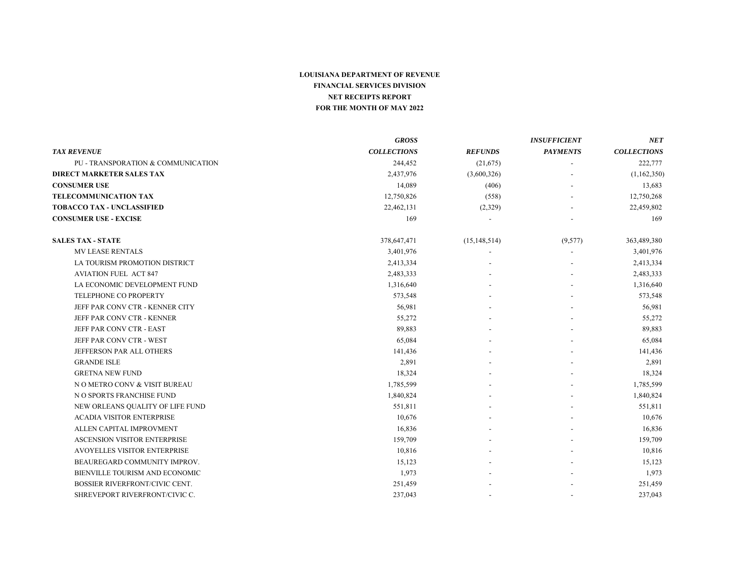**LOUISIANA DEPARTMENT OF REVENUE**
**FINANCIAL SERVICES DIVISION**
**NET RECEIPTS REPORT**
**FOR THE MONTH OF MAY 2022**

| *TAX REVENUE* | *GROSS COLLECTIONS* | *REFUNDS* | *INSUFFICIENT PAYMENTS* | *NET COLLECTIONS* |
|---|---|---|---|---|
| PU - TRANSPORATION & COMMUNICATION | 244,452 | (21,675) | - | 222,777 |
| **DIRECT MARKETER SALES TAX** | 2,437,976 | (3,600,326) | - | (1,162,350) |
| **CONSUMER USE** | 14,089 | (406) | - | 13,683 |
| **TELECOMMUNICATION TAX** | 12,750,826 | (558) | - | 12,750,268 |
| **TOBACCO TAX - UNCLASSIFIED** | 22,462,131 | (2,329) | - | 22,459,802 |
| **CONSUMER USE - EXCISE** | 169 | - | - | 169 |
| **SALES TAX - STATE** | 378,647,471 | (15,148,514) | (9,577) | 363,489,380 |
| MV LEASE RENTALS | 3,401,976 | - | - | 3,401,976 |
| LA TOURISM PROMOTION DISTRICT | 2,413,334 | - | - | 2,413,334 |
| AVIATION FUEL ACT 847 | 2,483,333 | - | - | 2,483,333 |
| LA ECONOMIC DEVELOPMENT FUND | 1,316,640 | - | - | 1,316,640 |
| TELEPHONE CO PROPERTY | 573,548 | - | - | 573,548 |
| JEFF PAR CONV CTR - KENNER CITY | 56,981 | - | - | 56,981 |
| JEFF PAR CONV CTR - KENNER | 55,272 | - | - | 55,272 |
| JEFF PAR CONV CTR - EAST | 89,883 | - | - | 89,883 |
| JEFF PAR CONV CTR - WEST | 65,084 | - | - | 65,084 |
| JEFFERSON PAR ALL OTHERS | 141,436 | - | - | 141,436 |
| GRANDE ISLE | 2,891 | - | - | 2,891 |
| GRETNA NEW FUND | 18,324 | - | - | 18,324 |
| N O METRO CONV & VISIT BUREAU | 1,785,599 | - | - | 1,785,599 |
| N O SPORTS FRANCHISE FUND | 1,840,824 | - | - | 1,840,824 |
| NEW ORLEANS QUALITY OF LIFE FUND | 551,811 | - | - | 551,811 |
| ACADIA VISITOR ENTERPRISE | 10,676 | - | - | 10,676 |
| ALLEN CAPITAL IMPROVMENT | 16,836 | - | - | 16,836 |
| ASCENSION VISITOR ENTERPRISE | 159,709 | - | - | 159,709 |
| AVOYELLES VISITOR ENTERPRISE | 10,816 | - | - | 10,816 |
| BEAUREGARD COMMUNITY IMPROV. | 15,123 | - | - | 15,123 |
| BIENVILLE TOURISM AND ECONOMIC | 1,973 | - | - | 1,973 |
| BOSSIER RIVERFRONT/CIVIC CENT. | 251,459 | - | - | 251,459 |
| SHREVEPORT RIVERFRONT/CIVIC C. | 237,043 | - | - | 237,043 |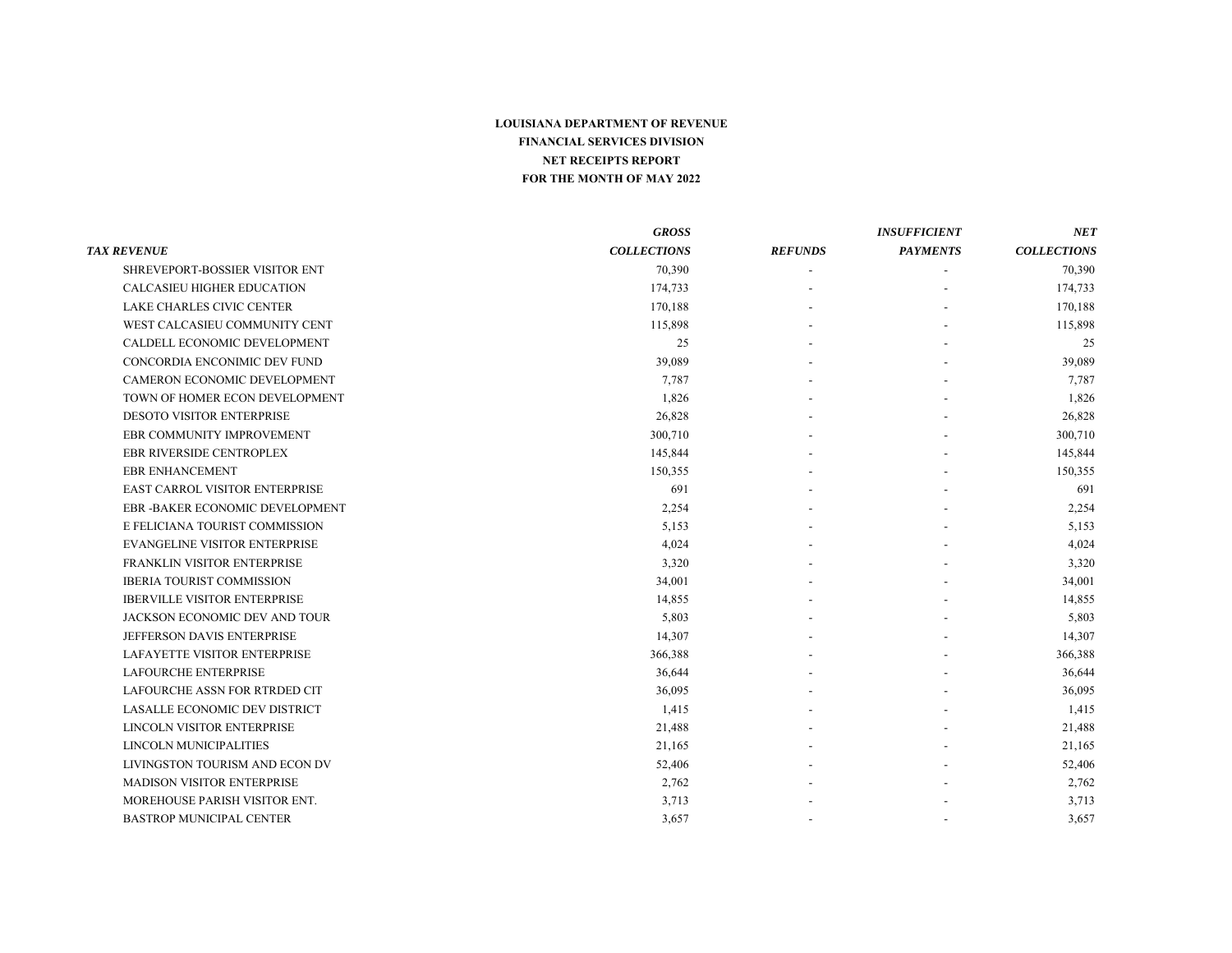**LOUISIANA DEPARTMENT OF REVENUE**
**FINANCIAL SERVICES DIVISION**
**NET RECEIPTS REPORT**
**FOR THE MONTH OF MAY 2022**

| *TAX REVENUE* | *GROSS COLLECTIONS* | *REFUNDS* | *INSUFFICIENT PAYMENTS* | *NET COLLECTIONS* |
|---|---|---|---|---|
| SHREVEPORT-BOSSIER VISITOR ENT | 70,390 | - | - | 70,390 |
| CALCASIEU HIGHER EDUCATION | 174,733 | - | - | 174,733 |
| LAKE CHARLES CIVIC CENTER | 170,188 | - | - | 170,188 |
| WEST CALCASIEU COMMUNITY CENT | 115,898 | - | - | 115,898 |
| CALDELL ECONOMIC DEVELOPMENT | 25 | - | - | 25 |
| CONCORDIA ENCONIMIC DEV FUND | 39,089 | - | - | 39,089 |
| CAMERON ECONOMIC DEVELOPMENT | 7,787 | - | - | 7,787 |
| TOWN OF HOMER ECON DEVELOPMENT | 1,826 | - | - | 1,826 |
| DESOTO VISITOR ENTERPRISE | 26,828 | - | - | 26,828 |
| EBR COMMUNITY IMPROVEMENT | 300,710 | - | - | 300,710 |
| EBR RIVERSIDE CENTROPLEX | 145,844 | - | - | 145,844 |
| EBR ENHANCEMENT | 150,355 | - | - | 150,355 |
| EAST CARROL VISITOR ENTERPRISE | 691 | - | - | 691 |
| EBR -BAKER ECONOMIC DEVELOPMENT | 2,254 | - | - | 2,254 |
| E FELICIANA TOURIST COMMISSION | 5,153 | - | - | 5,153 |
| EVANGELINE VISITOR ENTERPRISE | 4,024 | - | - | 4,024 |
| FRANKLIN VISITOR ENTERPRISE | 3,320 | - | - | 3,320 |
| IBERIA TOURIST COMMISSION | 34,001 | - | - | 34,001 |
| IBERVILLE VISITOR ENTERPRISE | 14,855 | - | - | 14,855 |
| JACKSON ECONOMIC DEV AND TOUR | 5,803 | - | - | 5,803 |
| JEFFERSON DAVIS ENTERPRISE | 14,307 | - | - | 14,307 |
| LAFAYETTE VISITOR ENTERPRISE | 366,388 | - | - | 366,388 |
| LAFOURCHE ENTERPRISE | 36,644 | - | - | 36,644 |
| LAFOURCHE ASSN FOR RTRDED CIT | 36,095 | - | - | 36,095 |
| LASALLE ECONOMIC DEV DISTRICT | 1,415 | - | - | 1,415 |
| LINCOLN VISITOR ENTERPRISE | 21,488 | - | - | 21,488 |
| LINCOLN MUNICIPALITIES | 21,165 | - | - | 21,165 |
| LIVINGSTON TOURISM AND ECON DV | 52,406 | - | - | 52,406 |
| MADISON VISITOR ENTERPRISE | 2,762 | - | - | 2,762 |
| MOREHOUSE PARISH VISITOR ENT. | 3,713 | - | - | 3,713 |
| BASTROP MUNICIPAL CENTER | 3,657 | - | - | 3,657 |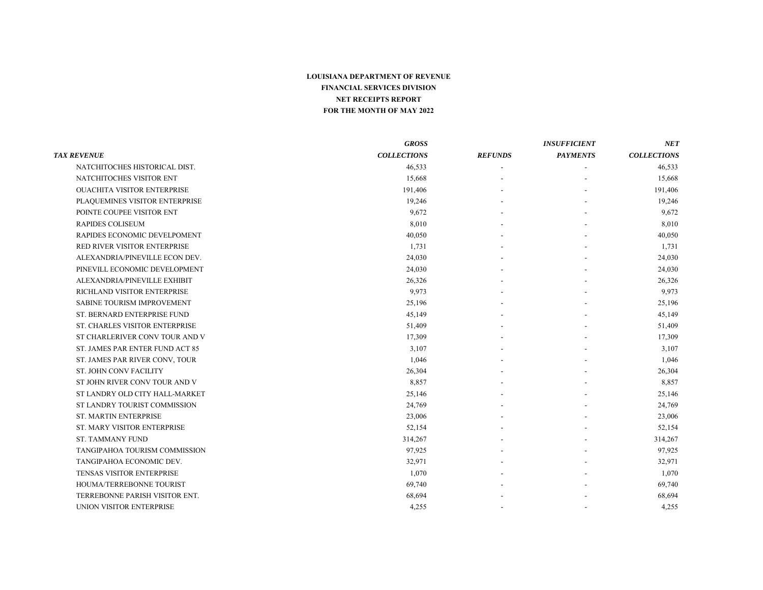**LOUISIANA DEPARTMENT OF REVENUE**
**FINANCIAL SERVICES DIVISION**
**NET RECEIPTS REPORT**
**FOR THE MONTH OF MAY 2022**

| *TAX REVENUE* | *GROSS COLLECTIONS* | *REFUNDS* | *INSUFFICIENT PAYMENTS* | *NET COLLECTIONS* |
|---|---|---|---|---|
| NATCHITOCHES HISTORICAL DIST. | 46,533 | - | - | 46,533 |
| NATCHITOCHES VISITOR ENT | 15,668 | - | - | 15,668 |
| OUACHITA VISITOR ENTERPRISE | 191,406 | - | - | 191,406 |
| PLAQUEMINES VISITOR ENTERPRISE | 19,246 | - | - | 19,246 |
| POINTE COUPEE VISITOR ENT | 9,672 | - | - | 9,672 |
| RAPIDES COLISEUM | 8,010 | - | - | 8,010 |
| RAPIDES ECONOMIC DEVELPOMENT | 40,050 | - | - | 40,050 |
| RED RIVER VISITOR ENTERPRISE | 1,731 | - | - | 1,731 |
| ALEXANDRIA/PINEVILLE ECON DEV. | 24,030 | - | - | 24,030 |
| PINEVILL ECONOMIC DEVELOPMENT | 24,030 | - | - | 24,030 |
| ALEXANDRIA/PINEVILLE EXHIBIT | 26,326 | - | - | 26,326 |
| RICHLAND VISITOR ENTERPRISE | 9,973 | - | - | 9,973 |
| SABINE TOURISM IMPROVEMENT | 25,196 | - | - | 25,196 |
| ST. BERNARD ENTERPRISE FUND | 45,149 | - | - | 45,149 |
| ST. CHARLES VISITOR ENTERPRISE | 51,409 | - | - | 51,409 |
| ST CHARLERIVER CONV TOUR AND V | 17,309 | - | - | 17,309 |
| ST. JAMES PAR ENTER FUND ACT 85 | 3,107 | - | - | 3,107 |
| ST. JAMES PAR RIVER CONV, TOUR | 1,046 | - | - | 1,046 |
| ST. JOHN CONV FACILITY | 26,304 | - | - | 26,304 |
| ST JOHN RIVER CONV TOUR AND V | 8,857 | - | - | 8,857 |
| ST LANDRY OLD CITY HALL-MARKET | 25,146 | - | - | 25,146 |
| ST LANDRY TOURIST COMMISSION | 24,769 | - | - | 24,769 |
| ST. MARTIN ENTERPRISE | 23,006 | - | - | 23,006 |
| ST. MARY VISITOR ENTERPRISE | 52,154 | - | - | 52,154 |
| ST. TAMMANY FUND | 314,267 | - | - | 314,267 |
| TANGIPAHOA TOURISM COMMISSION | 97,925 | - | - | 97,925 |
| TANGIPAHOA ECONOMIC DEV. | 32,971 | - | - | 32,971 |
| TENSAS VISITOR ENTERPRISE | 1,070 | - | - | 1,070 |
| HOUMA/TERREBONNE TOURIST | 69,740 | - | - | 69,740 |
| TERREBONNE PARISH VISITOR ENT. | 68,694 | - | - | 68,694 |
| UNION VISITOR ENTERPRISE | 4,255 | - | - | 4,255 |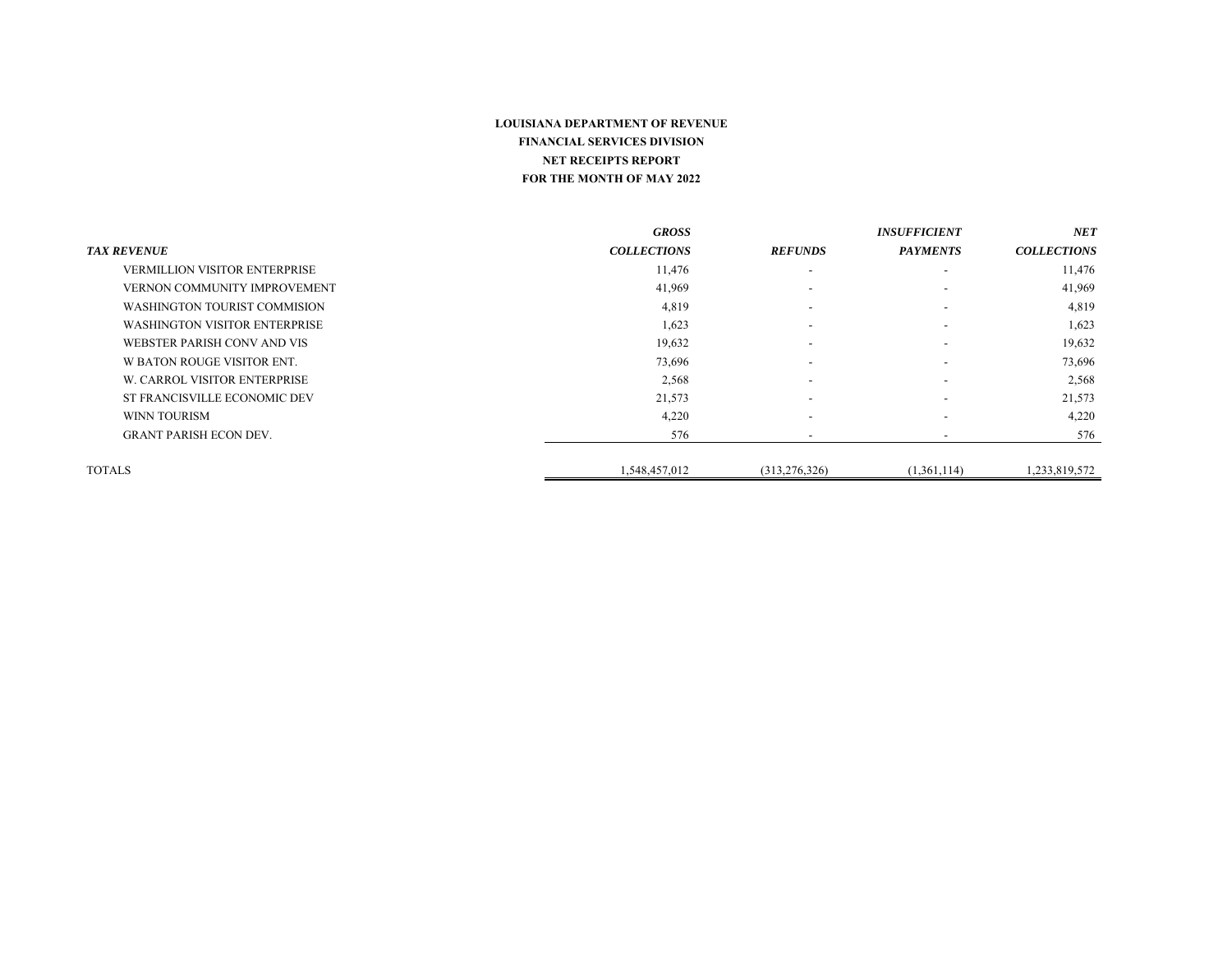**LOUISIANA DEPARTMENT OF REVENUE**
**FINANCIAL SERVICES DIVISION**
**NET RECEIPTS REPORT**
**FOR THE MONTH OF MAY 2022**

| ***TAX REVENUE*** | ***GROSS COLLECTIONS*** | ***REFUNDS*** | ***INSUFFICIENT PAYMENTS*** | ***NET COLLECTIONS*** |
|---|---|---|---|---|
| VERMILLION VISITOR ENTERPRISE | 11,476 | - | - | 11,476 |
| VERNON COMMUNITY IMPROVEMENT | 41,969 | - | - | 41,969 |
| WASHINGTON TOURIST COMMISION | 4,819 | - | - | 4,819 |
| WASHINGTON VISITOR ENTERPRISE | 1,623 | - | - | 1,623 |
| WEBSTER PARISH CONV AND VIS | 19,632 | - | - | 19,632 |
| W BATON ROUGE VISITOR ENT. | 73,696 | - | - | 73,696 |
| W. CARROL VISITOR ENTERPRISE | 2,568 | - | - | 2,568 |
| ST FRANCISVILLE ECONOMIC DEV | 21,573 | - | - | 21,573 |
| WINN TOURISM | 4,220 | - | - | 4,220 |
| GRANT PARISH ECON DEV. | 576 | - | - | 576 |
| TOTALS | 1,548,457,012 | (313,276,326) | (1,361,114) | 1,233,819,572 |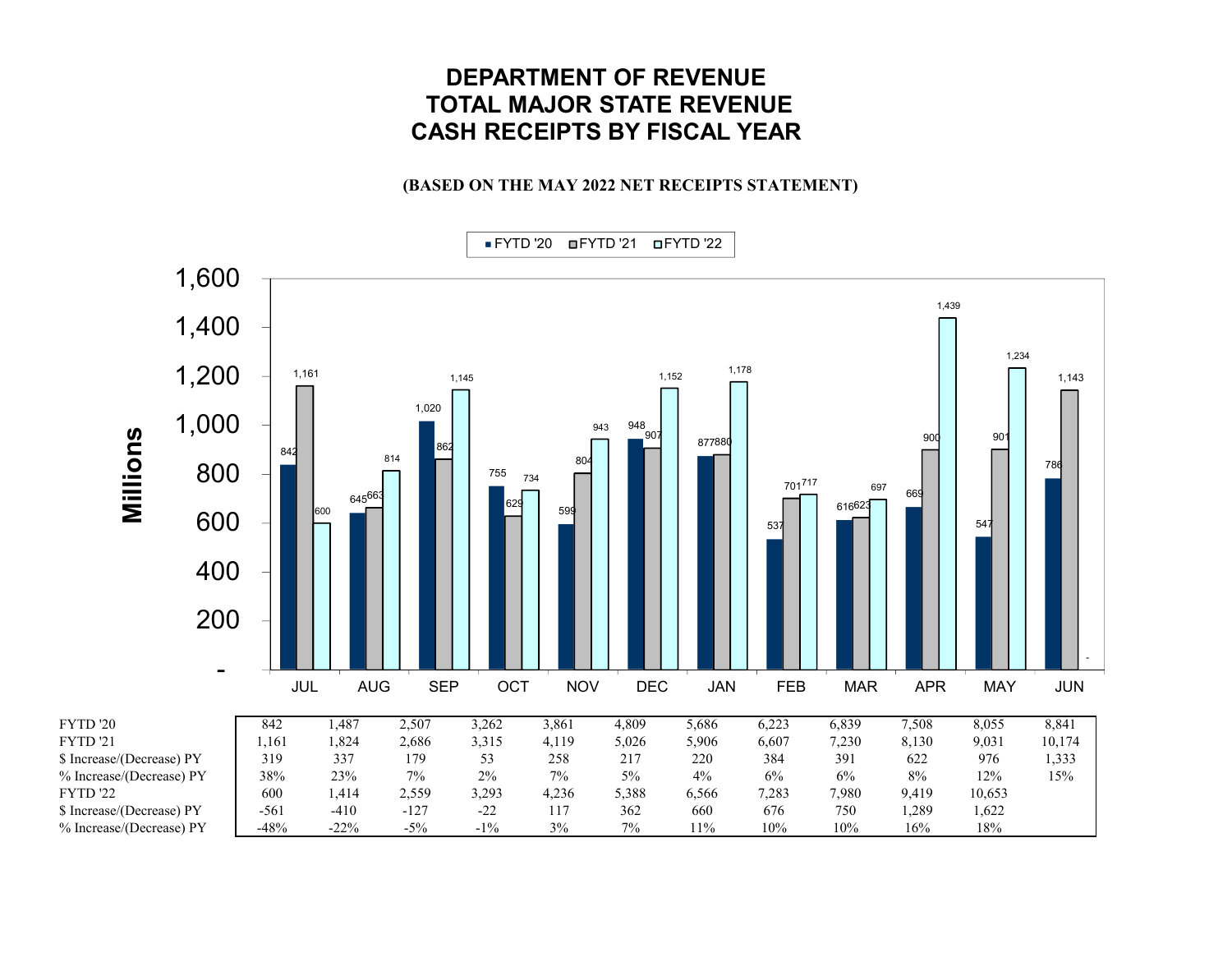# DEPARTMENT OF REVENUE
# TOTAL MAJOR STATE REVENUE
# CASH RECEIPTS BY FISCAL YEAR

**(BASED ON THE MAY 2022 NET RECEIPTS STATEMENT)**

| Millions | JUL | AUG | SEP | OCT | NOV | DEC | JAN | FEB | MAR | APR | MAY | JUN |
|---|---|---|---|---|---|---|---|---|---|---|---|---|
| FYTD '20 | 842 | 645 | 1,020 | 755 | 599 | 948 | 877 | 537 | 616 | 669 | 547 | 786 |
| FYTD '21 | 1,161 | 663 | 862 | 629 | 804 | 907 | 880 | 701 | 623 | 900 | 901 | 1,143 |
| FYTD '22 | 600 | 814 | 1,145 | 734 | 943 | 1,152 | 1,178 | 717 | 697 | 1,439 | 1,234 | - |

| | JUL | AUG | SEP | OCT | NOV | DEC | JAN | FEB | MAR | APR | MAY | JUN |
|---|---|---|---|---|---|---|---|---|---|---|---|---|
| FYTD '20 | 842 | 1,487 | 2,507 | 3,262 | 3,861 | 4,809 | 5,686 | 6,223 | 6,839 | 7,508 | 8,055 | 8,841 |
| FYTD '21 | 1,161 | 1,824 | 2,686 | 3,315 | 4,119 | 5,026 | 5,906 | 6,607 | 7,230 | 8,130 | 9,031 | 10,174 |
| $ Increase/(Decrease) PY | 319 | 337 | 179 | 53 | 258 | 217 | 220 | 384 | 391 | 622 | 976 | 1,333 |
| % Increase/(Decrease) PY | 38% | 23% | 7% | 2% | 7% | 5% | 4% | 6% | 6% | 8% | 12% | 15% |
| FYTD '22 | 600 | 1,414 | 2,559 | 3,293 | 4,236 | 5,388 | 6,566 | 7,283 | 7,980 | 9,419 | 10,653 | |
| $ Increase/(Decrease) PY | -561 | -410 | -127 | -22 | 117 | 362 | 660 | 676 | 750 | 1,289 | 1,622 | |
| % Increase/(Decrease) PY | -48% | -22% | -5% | -1% | 3% | 7% | 11% | 10% | 10% | 16% | 18% | |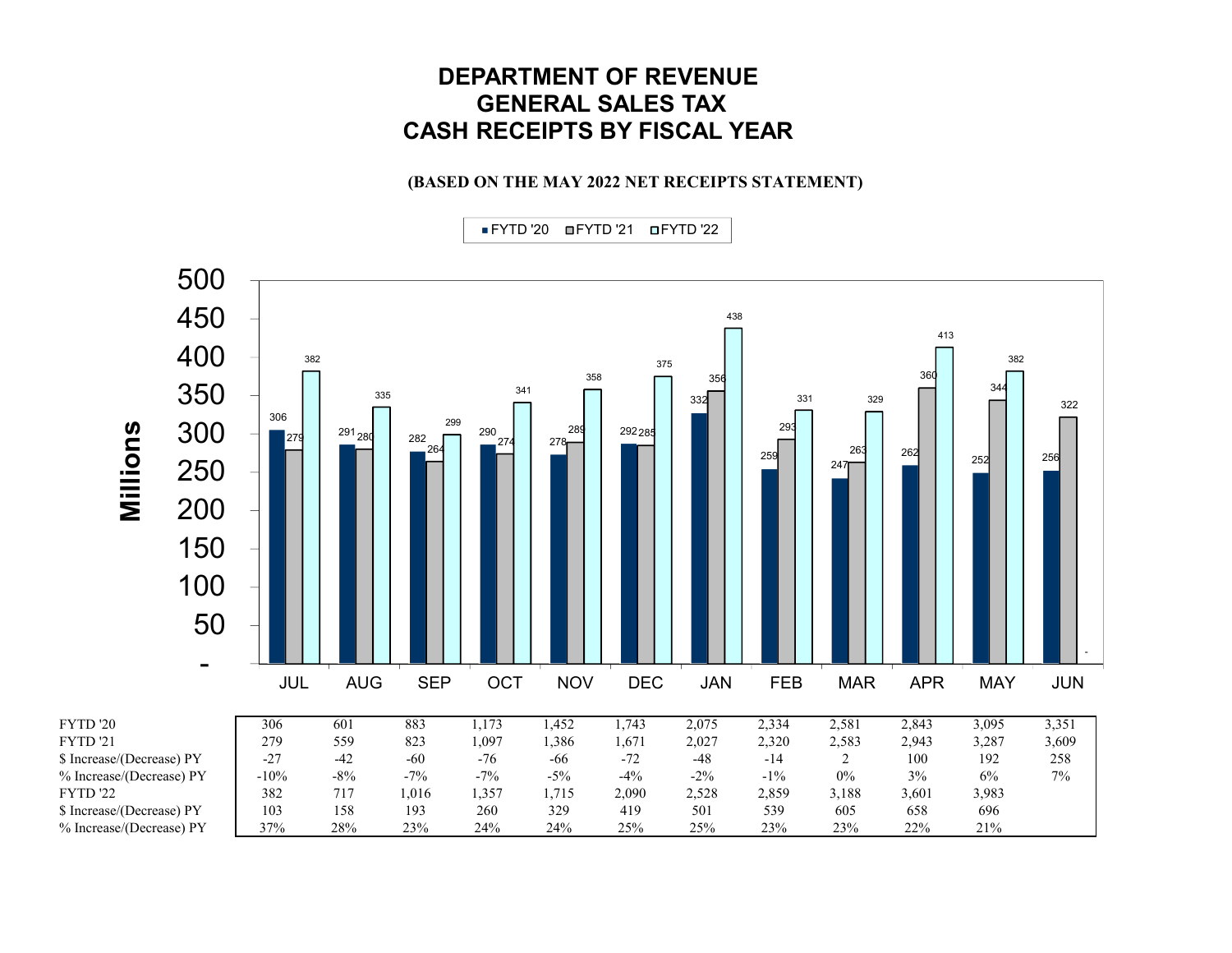# DEPARTMENT OF REVENUE
# GENERAL SALES TAX
# CASH RECEIPTS BY FISCAL YEAR

**(BASED ON THE MAY 2022 NET RECEIPTS STATEMENT)**

| | JUL | AUG | SEP | OCT | NOV | DEC | JAN | FEB | MAR | APR | MAY | JUN |
|---|---|---|---|---|---|---|---|---|---|---|---|---|
| FYTD '20 | 306 | 601 | 883 | 1,173 | 1,452 | 1,743 | 2,075 | 2,334 | 2,581 | 2,843 | 3,095 | 3,351 |
| FYTD '21 | 279 | 559 | 823 | 1,097 | 1,386 | 1,671 | 2,027 | 2,320 | 2,583 | 2,943 | 3,287 | 3,609 |
| $ Increase/(Decrease) PY | -27 | -42 | -60 | -76 | -66 | -72 | -48 | -14 | 2 | 100 | 192 | 258 |
| % Increase/(Decrease) PY | -10% | -8% | -7% | -7% | -5% | -4% | -2% | -1% | 0% | 3% | 6% | 7% |
| FYTD '22 | 382 | 717 | 1,016 | 1,357 | 1,715 | 2,090 | 2,528 | 2,859 | 3,188 | 3,601 | 3,983 | |
| $ Increase/(Decrease) PY | 103 | 158 | 193 | 260 | 329 | 419 | 501 | 539 | 605 | 658 | 696 | |
| % Increase/(Decrease) PY | 37% | 28% | 23% | 24% | 24% | 25% | 25% | 23% | 23% | 22% | 21% | |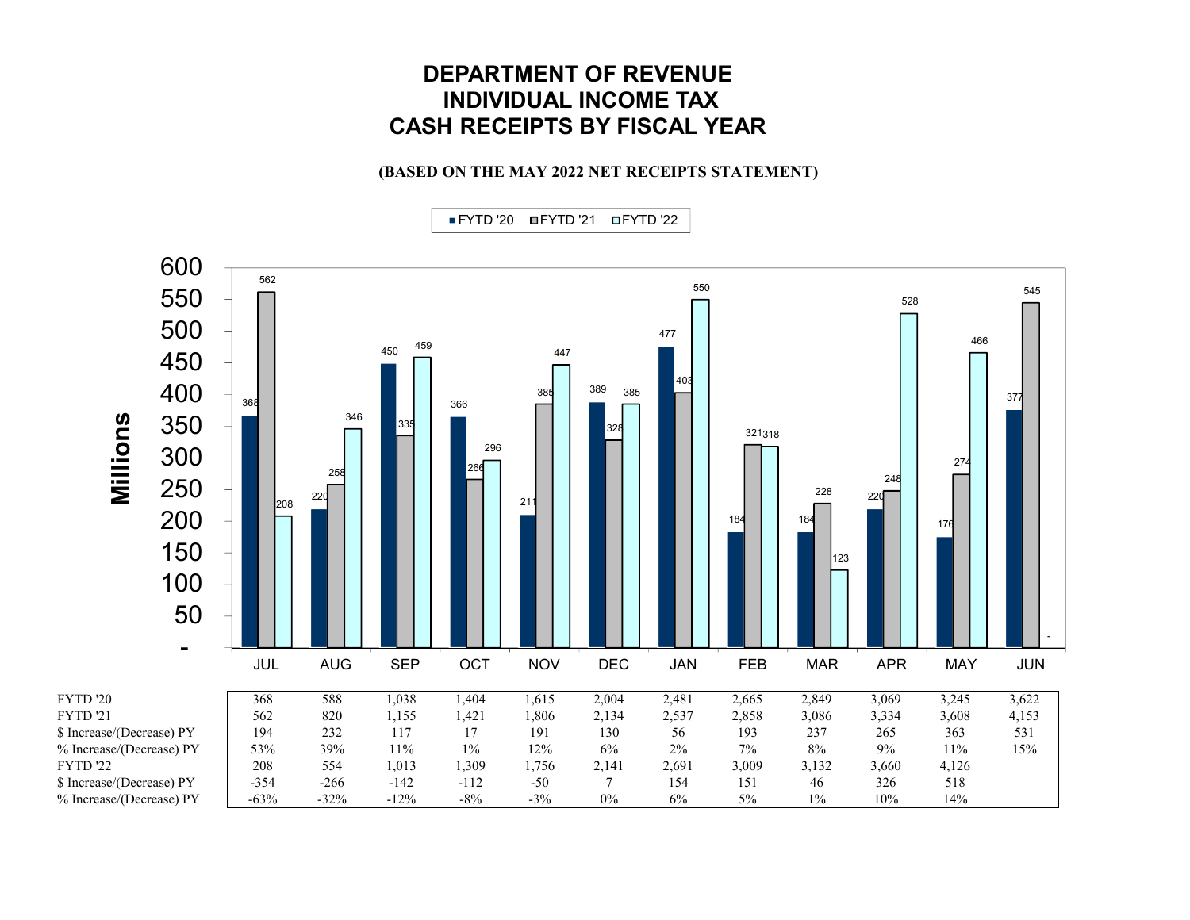# DEPARTMENT OF REVENUE
# INDIVIDUAL INCOME TAX
# CASH RECEIPTS BY FISCAL YEAR

**(BASED ON THE MAY 2022 NET RECEIPTS STATEMENT)**

| | JUL | AUG | SEP | OCT | NOV | DEC | JAN | FEB | MAR | APR | MAY | JUN |
|---|---|---|---|---|---|---|---|---|---|---|---|---|
| FYTD '20 (Millions, monthly) | 368 | 220 | 450 | 366 | 211 | 389 | 477 | 184 | 184 | 220 | 176 | 377 |
| FYTD '21 (Millions, monthly) | 562 | 258 | 335 | 266 | 385 | 328 | 403 | 321 | 228 | 248 | 274 | 545 |
| FYTD '22 (Millions, monthly) | 208 | 346 | 459 | 296 | 447 | 385 | 550 | 318 | 123 | 528 | 466 | - |

| | JUL | AUG | SEP | OCT | NOV | DEC | JAN | FEB | MAR | APR | MAY | JUN |
|---|---|---|---|---|---|---|---|---|---|---|---|---|
| FYTD '20 | 368 | 588 | 1,038 | 1,404 | 1,615 | 2,004 | 2,481 | 2,665 | 2,849 | 3,069 | 3,245 | 3,622 |
| FYTD '21 | 562 | 820 | 1,155 | 1,421 | 1,806 | 2,134 | 2,537 | 2,858 | 3,086 | 3,334 | 3,608 | 4,153 |
| $ Increase/(Decrease) PY | 194 | 232 | 117 | 17 | 191 | 130 | 56 | 193 | 237 | 265 | 363 | 531 |
| % Increase/(Decrease) PY | 53% | 39% | 11% | 1% | 12% | 6% | 2% | 7% | 8% | 9% | 11% | 15% |
| FYTD '22 | 208 | 554 | 1,013 | 1,309 | 1,756 | 2,141 | 2,691 | 3,009 | 3,132 | 3,660 | 4,126 | |
| $ Increase/(Decrease) PY | -354 | -266 | -142 | -112 | -50 | 7 | 154 | 151 | 46 | 326 | 518 | |
| % Increase/(Decrease) PY | -63% | -32% | -12% | -8% | -3% | 0% | 6% | 5% | 1% | 10% | 14% | |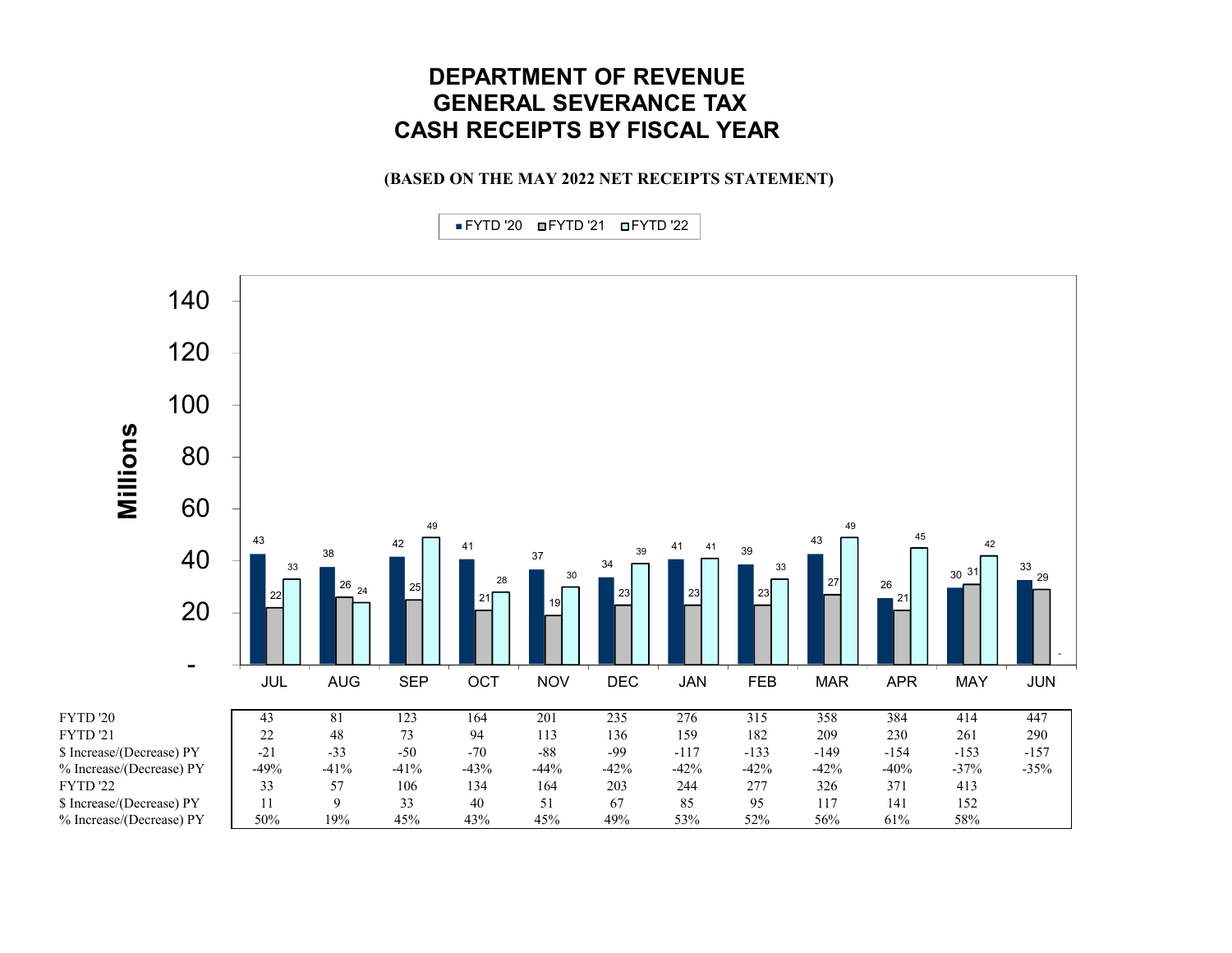# DEPARTMENT OF REVENUE
# GENERAL SEVERANCE TAX
# CASH RECEIPTS BY FISCAL YEAR

**(BASED ON THE MAY 2022 NET RECEIPTS STATEMENT)**

| | FYTD '20 | FYTD '21 | FYTD '22 |
|---|---|---|---|
| JUL | 43 | 22 | 33 |
| AUG | 38 | 26 | 24 |
| SEP | 42 | 25 | 49 |
| OCT | 41 | 21 | 28 |
| NOV | 37 | 19 | 30 |
| DEC | 34 | 23 | 39 |
| JAN | 41 | 23 | 41 |
| FEB | 39 | 23 | 33 |
| MAR | 43 | 27 | 49 |
| APR | 26 | 21 | 45 |
| MAY | 30 | 31 | 42 |
| JUN | 33 | 29 | - |

Millions

| | JUL | AUG | SEP | OCT | NOV | DEC | JAN | FEB | MAR | APR | MAY | JUN |
|---|---|---|---|---|---|---|---|---|---|---|---|---|
| FYTD '20 | 43 | 81 | 123 | 164 | 201 | 235 | 276 | 315 | 358 | 384 | 414 | 447 |
| FYTD '21 | 22 | 48 | 73 | 94 | 113 | 136 | 159 | 182 | 209 | 230 | 261 | 290 |
| $ Increase/(Decrease) PY | -21 | -33 | -50 | -70 | -88 | -99 | -117 | -133 | -149 | -154 | -153 | -157 |
| % Increase/(Decrease) PY | -49% | -41% | -41% | -43% | -44% | -42% | -42% | -42% | -42% | -40% | -37% | -35% |
| FYTD '22 | 33 | 57 | 106 | 134 | 164 | 203 | 244 | 277 | 326 | 371 | 413 | |
| $ Increase/(Decrease) PY | 11 | 9 | 33 | 40 | 51 | 67 | 85 | 95 | 117 | 141 | 152 | |
| % Increase/(Decrease) PY | 50% | 19% | 45% | 43% | 45% | 49% | 53% | 52% | 56% | 61% | 58% | |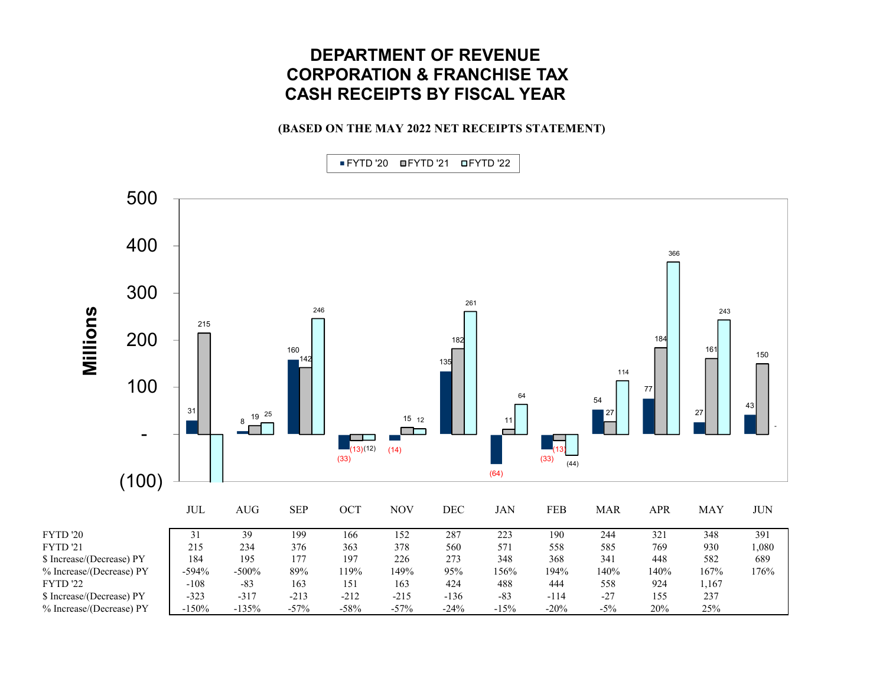# DEPARTMENT OF REVENUE
# CORPORATION & FRANCHISE TAX
# CASH RECEIPTS BY FISCAL YEAR

**(BASED ON THE MAY 2022 NET RECEIPTS STATEMENT)**

| | JUL | AUG | SEP | OCT | NOV | DEC | JAN | FEB | MAR | APR | MAY | JUN |
|---|---|---|---|---|---|---|---|---|---|---|---|---|
| FYTD '20 | 31 | 39 | 199 | 166 | 152 | 287 | 223 | 190 | 244 | 321 | 348 | 391 |
| FYTD '21 | 215 | 234 | 376 | 363 | 378 | 560 | 571 | 558 | 585 | 769 | 930 | 1,080 |
| $ Increase/(Decrease) PY | 184 | 195 | 177 | 197 | 226 | 273 | 348 | 368 | 341 | 448 | 582 | 689 |
| % Increase/(Decrease) PY | -594% | -500% | 89% | 119% | 149% | 95% | 156% | 194% | 140% | 140% | 167% | 176% |
| FYTD '22 | -108 | -83 | 163 | 151 | 163 | 424 | 488 | 444 | 558 | 924 | 1,167 | |
| $ Increase/(Decrease) PY | -323 | -317 | -213 | -212 | -215 | -136 | -83 | -114 | -27 | 155 | 237 | |
| % Increase/(Decrease) PY | -150% | -135% | -57% | -58% | -57% | -24% | -15% | -20% | -5% | 20% | 25% | |

Monthly receipts shown in chart (Millions):

| | JUL | AUG | SEP | OCT | NOV | DEC | JAN | FEB | MAR | APR | MAY | JUN |
|---|---|---|---|---|---|---|---|---|---|---|---|---|
| FYTD '20 | 31 | 8 | 160 | (33) | (14) | 135 | (64) | (33) | 54 | 77 | 27 | 43 |
| FYTD '21 | 215 | 19 | 142 | (13) | 15 | 182 | 11 | (13) | 27 | 184 | 161 | 150 |
| FYTD '22 | | 25 | 246 | (12) | 12 | 261 | 64 | (44) | 114 | 366 | 243 | - |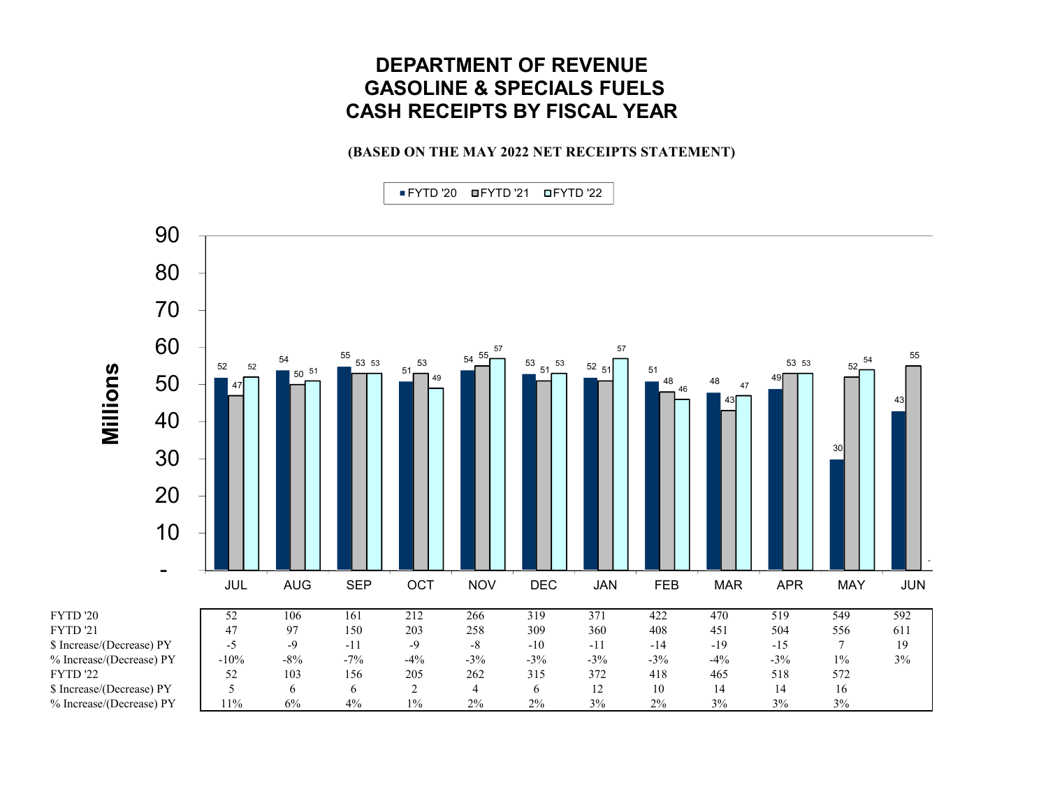# DEPARTMENT OF REVENUE
# GASOLINE & SPECIALS FUELS
# CASH RECEIPTS BY FISCAL YEAR

**(BASED ON THE MAY 2022 NET RECEIPTS STATEMENT)**

| | JUL | AUG | SEP | OCT | NOV | DEC | JAN | FEB | MAR | APR | MAY | JUN |
|---|---|---|---|---|---|---|---|---|---|---|---|---|
| FYTD '20 | 52 | 106 | 161 | 212 | 266 | 319 | 371 | 422 | 470 | 519 | 549 | 592 |
| FYTD '21 | 47 | 97 | 150 | 203 | 258 | 309 | 360 | 408 | 451 | 504 | 556 | 611 |
| $ Increase/(Decrease) PY | -5 | -9 | -11 | -9 | -8 | -10 | -11 | -14 | -19 | -15 | 7 | 19 |
| % Increase/(Decrease) PY | -10% | -8% | -7% | -4% | -3% | -3% | -3% | -3% | -4% | -3% | 1% | 3% |
| FYTD '22 | 52 | 103 | 156 | 205 | 262 | 315 | 372 | 418 | 465 | 518 | 572 | |
| $ Increase/(Decrease) PY | 5 | 6 | 6 | 2 | 4 | 6 | 12 | 10 | 14 | 14 | 16 | |
| % Increase/(Decrease) PY | 11% | 6% | 4% | 1% | 2% | 2% | 3% | 2% | 3% | 3% | 3% | |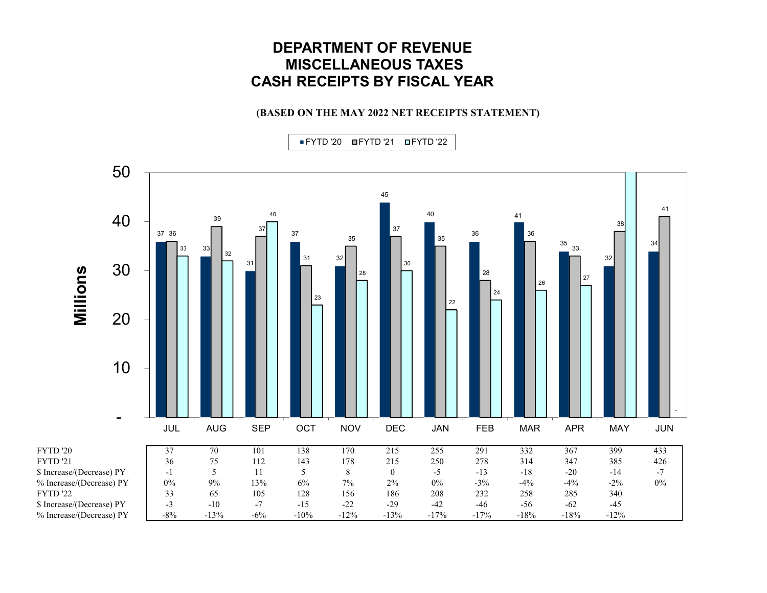# DEPARTMENT OF REVENUE
# MISCELLANEOUS TAXES
# CASH RECEIPTS BY FISCAL YEAR

**(BASED ON THE MAY 2022 NET RECEIPTS STATEMENT)**

FYTD '20 FYTD '21 FYTD '22

Millions

50
40
30
20
10
-

JUL AUG SEP OCT NOV DEC JAN FEB MAR APR MAY JUN

37 36 33
33 39 32
31 37 40
37 31 23
32 35 28
45 37 30
40 35 22
36 28 24
41 36 26
35 33 27
32 38
34 41 -

| | JUL | AUG | SEP | OCT | NOV | DEC | JAN | FEB | MAR | APR | MAY | JUN |
|---|---|---|---|---|---|---|---|---|---|---|---|---|
| FYTD '20 | 37 | 70 | 101 | 138 | 170 | 215 | 255 | 291 | 332 | 367 | 399 | 433 |
| FYTD '21 | 36 | 75 | 112 | 143 | 178 | 215 | 250 | 278 | 314 | 347 | 385 | 426 |
| $ Increase/(Decrease) PY | -1 | 5 | 11 | 5 | 8 | 0 | -5 | -13 | -18 | -20 | -14 | -7 |
| % Increase/(Decrease) PY | 0% | 9% | 13% | 6% | 7% | 2% | 0% | -3% | -4% | -4% | -2% | 0% |
| FYTD '22 | 33 | 65 | 105 | 128 | 156 | 186 | 208 | 232 | 258 | 285 | 340 | |
| $ Increase/(Decrease) PY | -3 | -10 | -7 | -15 | -22 | -29 | -42 | -46 | -56 | -62 | -45 | |
| % Increase/(Decrease) PY | -8% | -13% | -6% | -10% | -12% | -13% | -17% | -17% | -18% | -18% | -12% | |